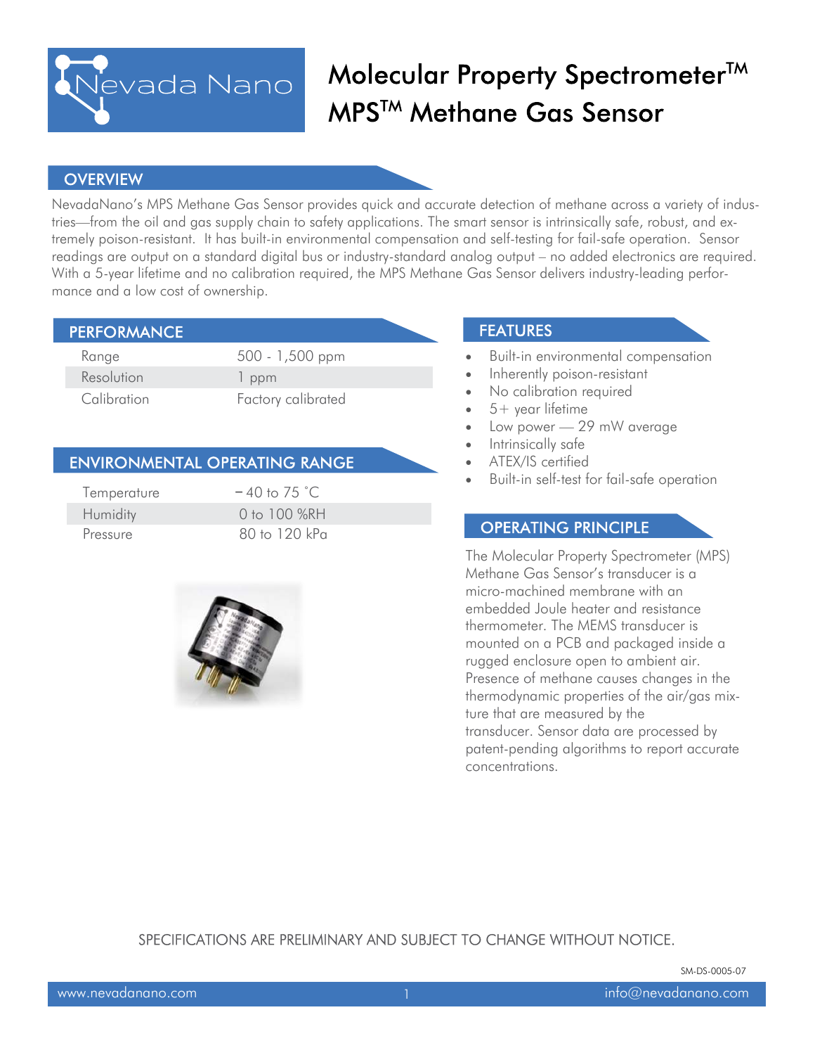# Molecular Property Spectrometer™ MPS™ Methane Gas Sensor

## OVERVIEW

NevadaNano's MPS Methane Gas Sensor provides quick and accurate detection of methane across a variety of industries—from the oil and gas supply chain to safety applications. The smart sensor is intrinsically safe, robust, and extremely poison-resistant. It has built-in environmental compensation and self-testing for fail-safe operation. Sensor readings are output on a standard digital bus or industry-standard analog output – no added electronics are required. With a 5-year lifetime and no calibration required, the MPS Methane Gas Sensor delivers industry-leading performance and a low cost of ownership.

## PERFORMANCE

| | |
|---|---|
| Range | 500 - 1,500 ppm |
| Resolution | 1 ppm |
| Calibration | Factory calibrated |

## ENVIRONMENTAL OPERATING RANGE

| | |
|---|---|
| Temperature | −40 to 75 °C |
| Humidity | 0 to 100 %RH |
| Pressure | 80 to 120 kPa |

## FEATURES

- Built-in environmental compensation
- Inherently poison-resistant
- No calibration required
- 5+ year lifetime
- Low power — 29 mW average
- Intrinsically safe
- ATEX/IS certified
- Built-in self-test for fail-safe operation

## OPERATING PRINCIPLE

The Molecular Property Spectrometer (MPS) Methane Gas Sensor's transducer is a micro-machined membrane with an embedded Joule heater and resistance thermometer. The MEMS transducer is mounted on a PCB and packaged inside a rugged enclosure open to ambient air. Presence of methane causes changes in the thermodynamic properties of the air/gas mixture that are measured by the transducer. Sensor data are processed by patent-pending algorithms to report accurate concentrations.

SPECIFICATIONS ARE PRELIMINARY AND SUBJECT TO CHANGE WITHOUT NOTICE.

SM-DS-0005-07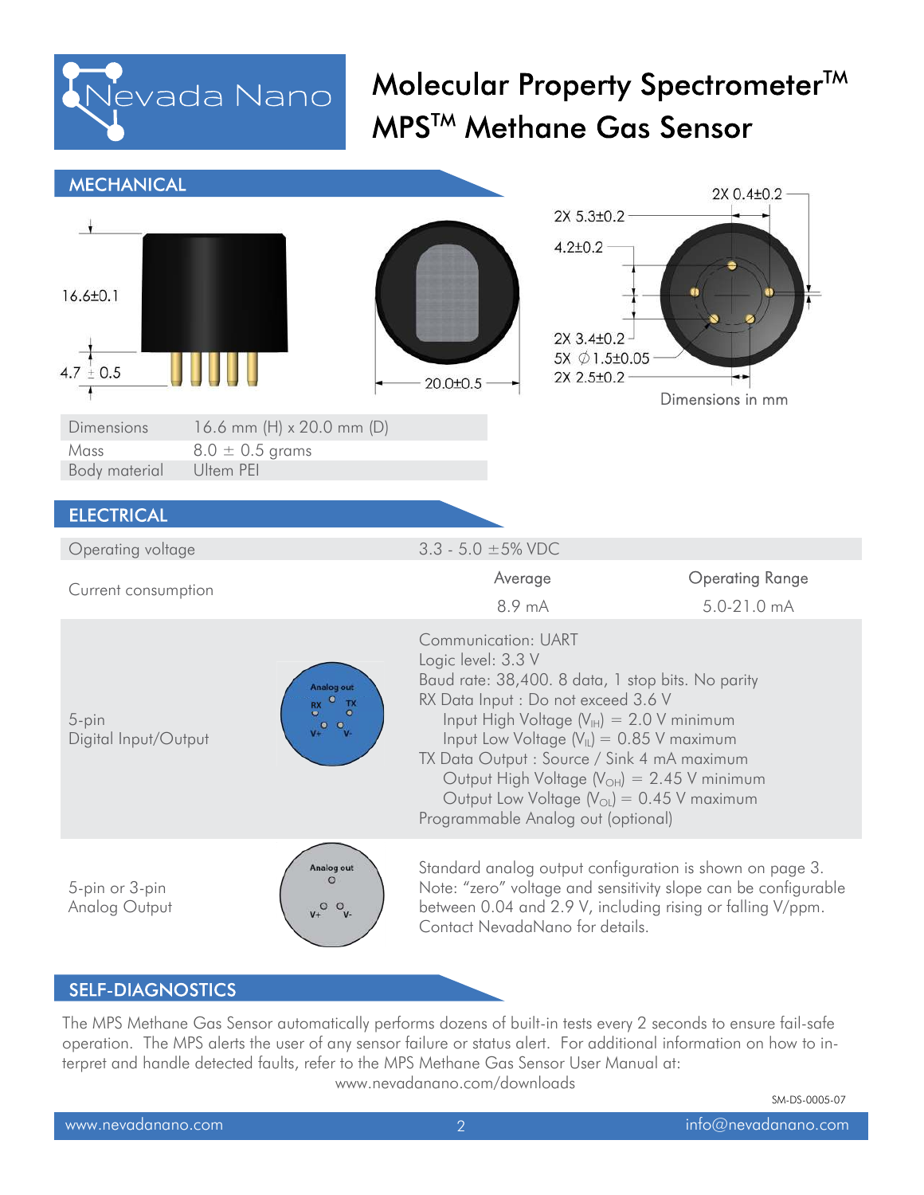# Molecular Property Spectrometer™ MPS™ Methane Gas Sensor

## MECHANICAL

16.6±0.1

4.7 ± 0.5

20.0±0.5

2X 0.4±0.2

2X 5.3±0.2

4.2±0.2

2X 3.4±0.2

5X ∅1.5±0.05

2X 2.5±0.2

Dimensions in mm

| | |
|---|---|
| Dimensions | 16.6 mm (H) x 20.0 mm (D) |
| Mass | 8.0 ± 0.5 grams |
| Body material | Ultem PEI |

## ELECTRICAL

| | | |
|---|---|---|
| Operating voltage | 3.3 - 5.0 ±5% VDC | |
| Current consumption | Average: 8.9 mA | Operating Range: 5.0-21.0 mA |

**5-pin Digital Input/Output**

Pins: Analog out, RX, TX, V+, V-

Communication: UART
Logic level: 3.3 V
Baud rate: 38,400. 8 data, 1 stop bits. No parity
RX Data Input : Do not exceed 3.6 V
- Input High Voltage ($V_{IH}$) = 2.0 V minimum
- Input Low Voltage ($V_{IL}$) = 0.85 V maximum

TX Data Output : Source / Sink 4 mA maximum
- Output High Voltage ($V_{OH}$) = 2.45 V minimum
- Output Low Voltage ($V_{OL}$) = 0.45 V maximum

Programmable Analog out (optional)

**5-pin or 3-pin Analog Output**

Pins: Analog out, V+, V-

Standard analog output configuration is shown on page 3.
Note: "zero" voltage and sensitivity slope can be configurable between 0.04 and 2.9 V, including rising or falling V/ppm. Contact NevadaNano for details.

## SELF-DIAGNOSTICS

The MPS Methane Gas Sensor automatically performs dozens of built-in tests every 2 seconds to ensure fail-safe operation. The MPS alerts the user of any sensor failure or status alert. For additional information on how to interpret and handle detected faults, refer to the MPS Methane Gas Sensor User Manual at:
www.nevadanano.com/downloads

SM-DS-0005-07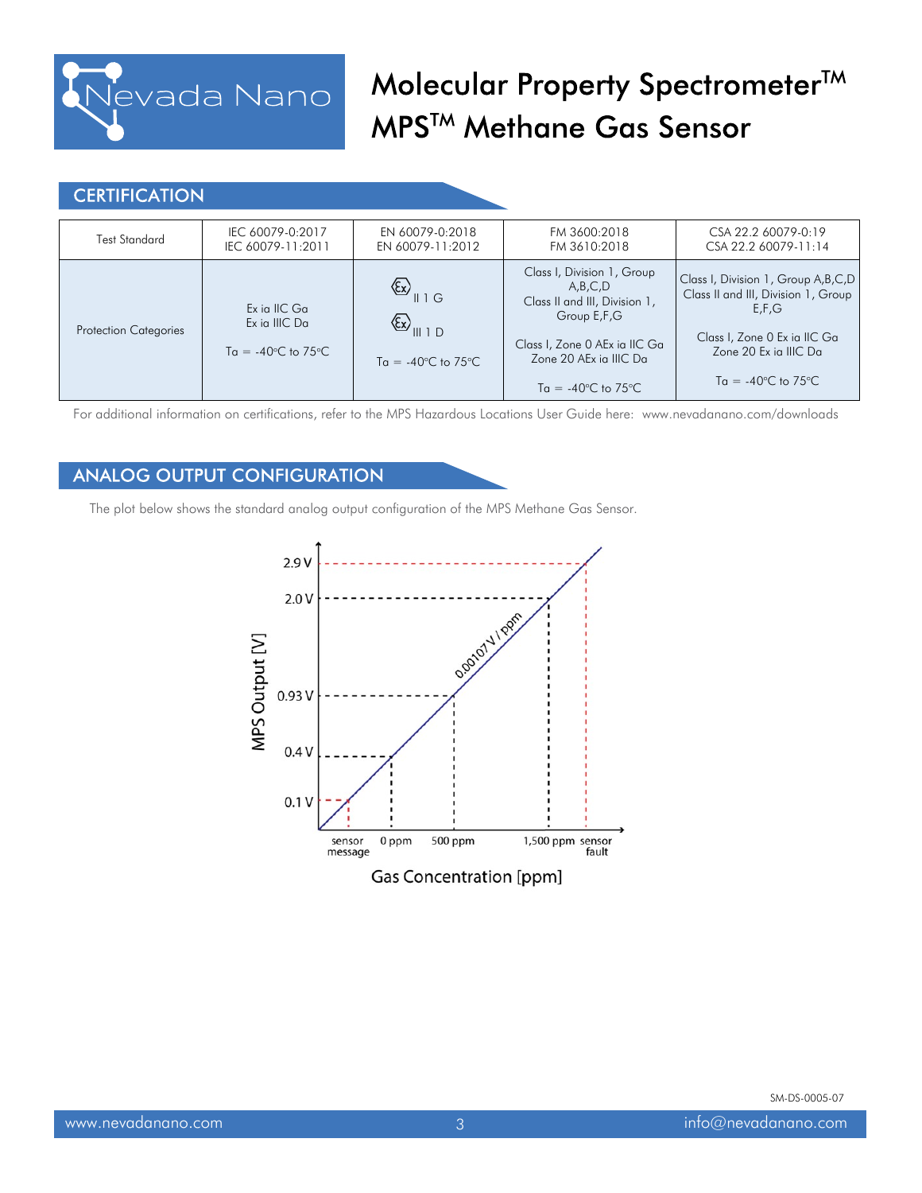# Molecular Property Spectrometer™ MPS™ Methane Gas Sensor

## CERTIFICATION

| Test Standard | IEC 60079-0:2017<br>IEC 60079-11:2011 | EN 60079-0:2018<br>EN 60079-11:2012 | FM 3600:2018<br>FM 3610:2018 | CSA 22.2 60079-0:19<br>CSA 22.2 60079-11:14 |
|---|---|---|---|---|
| Protection Categories | Ex ia IIC Ga<br>Ex ia IIIC Da<br><br>Ta = -40°C to 75°C | Ex II 1 G<br>Ex III 1 D<br><br>Ta = -40°C to 75°C | Class I, Division 1, Group A,B,C,D<br>Class II and III, Division 1, Group E,F,G<br><br>Class I, Zone 0 AEx ia IIC Ga<br>Zone 20 AEx ia IIIC Da<br><br>Ta = -40°C to 75°C | Class I, Division 1, Group A,B,C,D<br>Class II and III, Division 1, Group E,F,G<br><br>Class I, Zone 0 Ex ia IIC Ga<br>Zone 20 Ex ia IIIC Da<br><br>Ta = -40°C to 75°C |

For additional information on certifications, refer to the MPS Hazardous Locations User Guide here: www.nevadanano.com/downloads

## ANALOG OUTPUT CONFIGURATION

The plot below shows the standard analog output configuration of the MPS Methane Gas Sensor.

MPS Output [V]: 2.9 V, 2.0 V, 0.93 V, 0.4 V, 0.1 V

0.00107 V / ppm

Gas Concentration [ppm]: sensor message, 0 ppm, 500 ppm, 1,500 ppm, sensor fault

SM-DS-0005-07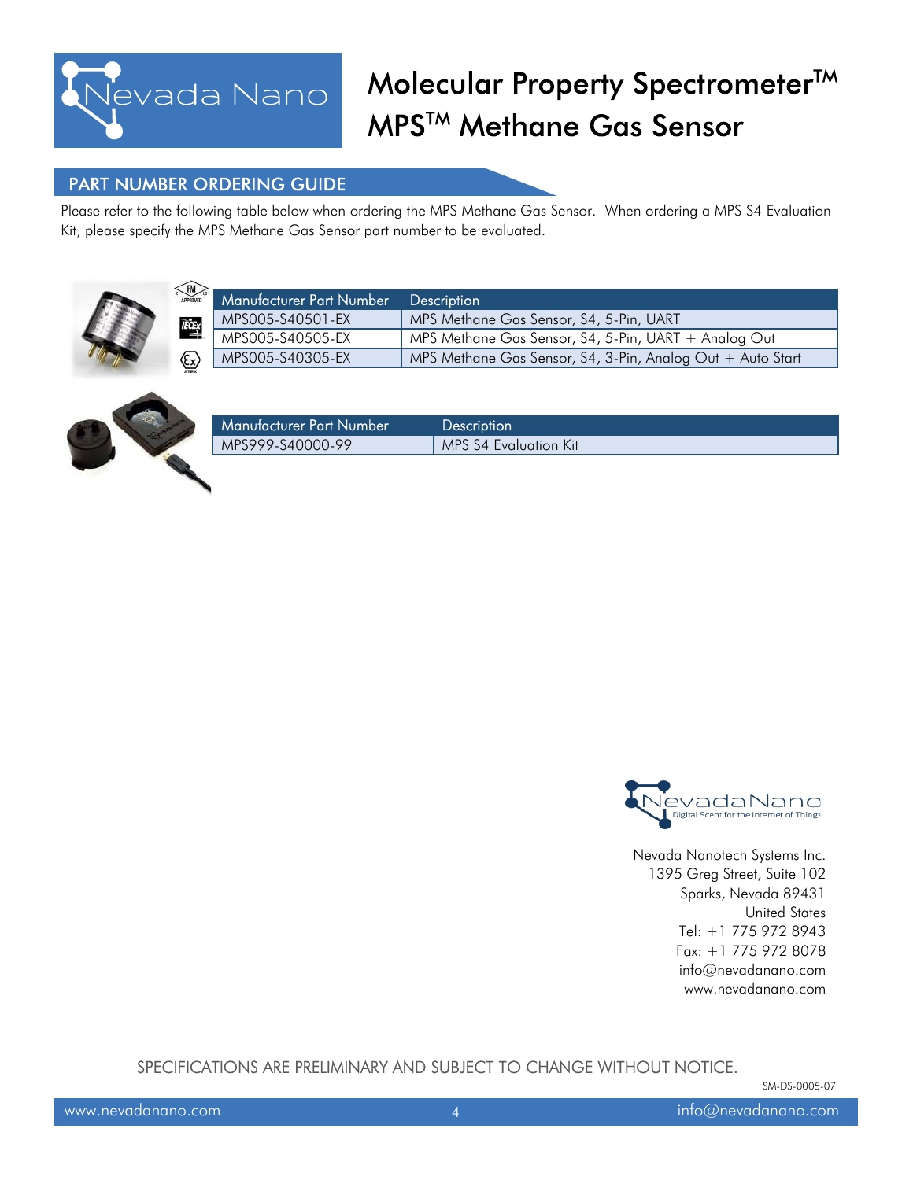# Molecular Property Spectrometer™ MPS™ Methane Gas Sensor

## PART NUMBER ORDERING GUIDE

Please refer to the following table below when ordering the MPS Methane Gas Sensor. When ordering a MPS S4 Evaluation Kit, please specify the MPS Methane Gas Sensor part number to be evaluated.

| Manufacturer Part Number | Description |
|---|---|
| MPS005-S40501-EX | MPS Methane Gas Sensor, S4, 5-Pin, UART |
| MPS005-S40505-EX | MPS Methane Gas Sensor, S4, 5-Pin, UART + Analog Out |
| MPS005-S40305-EX | MPS Methane Gas Sensor, S4, 3-Pin, Analog Out + Auto Start |

| Manufacturer Part Number | Description |
|---|---|
| MPS999-S40000-99 | MPS S4 Evaluation Kit |

NevadaNano
Digital Scent for the Internet of Things

Nevada Nanotech Systems Inc.
1395 Greg Street, Suite 102
Sparks, Nevada 89431
United States
Tel: +1 775 972 8943
Fax: +1 775 972 8078
info@nevadanano.com
www.nevadanano.com

SPECIFICATIONS ARE PRELIMINARY AND SUBJECT TO CHANGE WITHOUT NOTICE.

SM-DS-0005-07